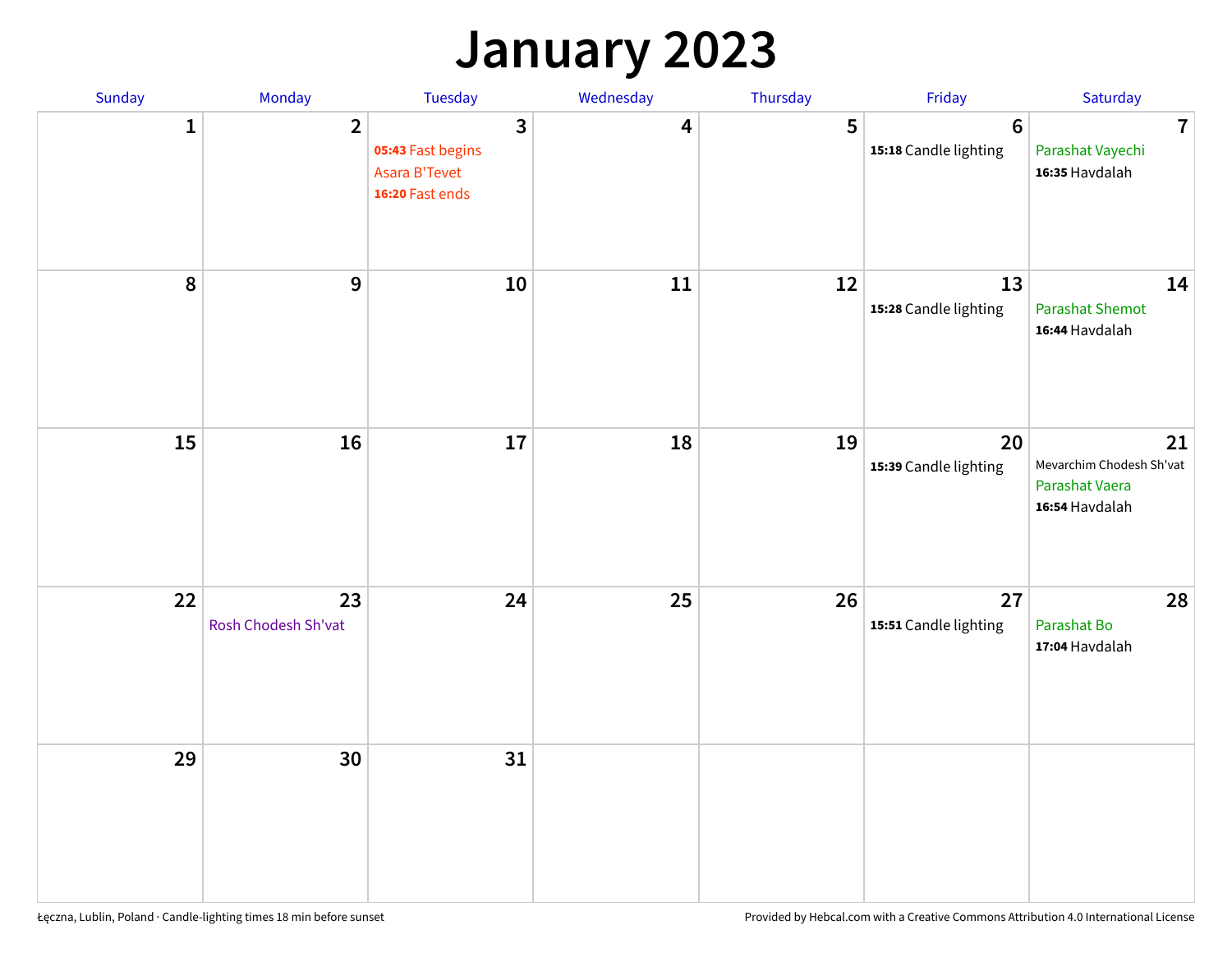# January 2023

| Sunday | Monday | Tuesday | Wednesday | Thursday | Friday | Saturday |
| --- | --- | --- | --- | --- | --- | --- |
| 1 | 2 | 3<br>**05:43** Fast begins<br>Asara B'Tevet<br>**16:20** Fast ends | 4 | 5 | 6<br>**15:18** Candle lighting | 7<br>Parashat Vayechi<br>**16:35** Havdalah |
| 8 | 9 | 10 | 11 | 12 | 13<br>**15:28** Candle lighting | 14<br>Parashat Shemot<br>**16:44** Havdalah |
| 15 | 16 | 17 | 18 | 19 | 20<br>**15:39** Candle lighting | 21<br>Mevarchim Chodesh Sh'vat<br>Parashat Vaera<br>**16:54** Havdalah |
| 22 | 23<br>Rosh Chodesh Sh'vat | 24 | 25 | 26 | 27<br>**15:51** Candle lighting | 28<br>Parashat Bo<br>**17:04** Havdalah |
| 29 | 30 | 31 | | | | |

Łęczna, Lublin, Poland · Candle-lighting times 18 min before sunset

Provided by Hebcal.com with a Creative Commons Attribution 4.0 International License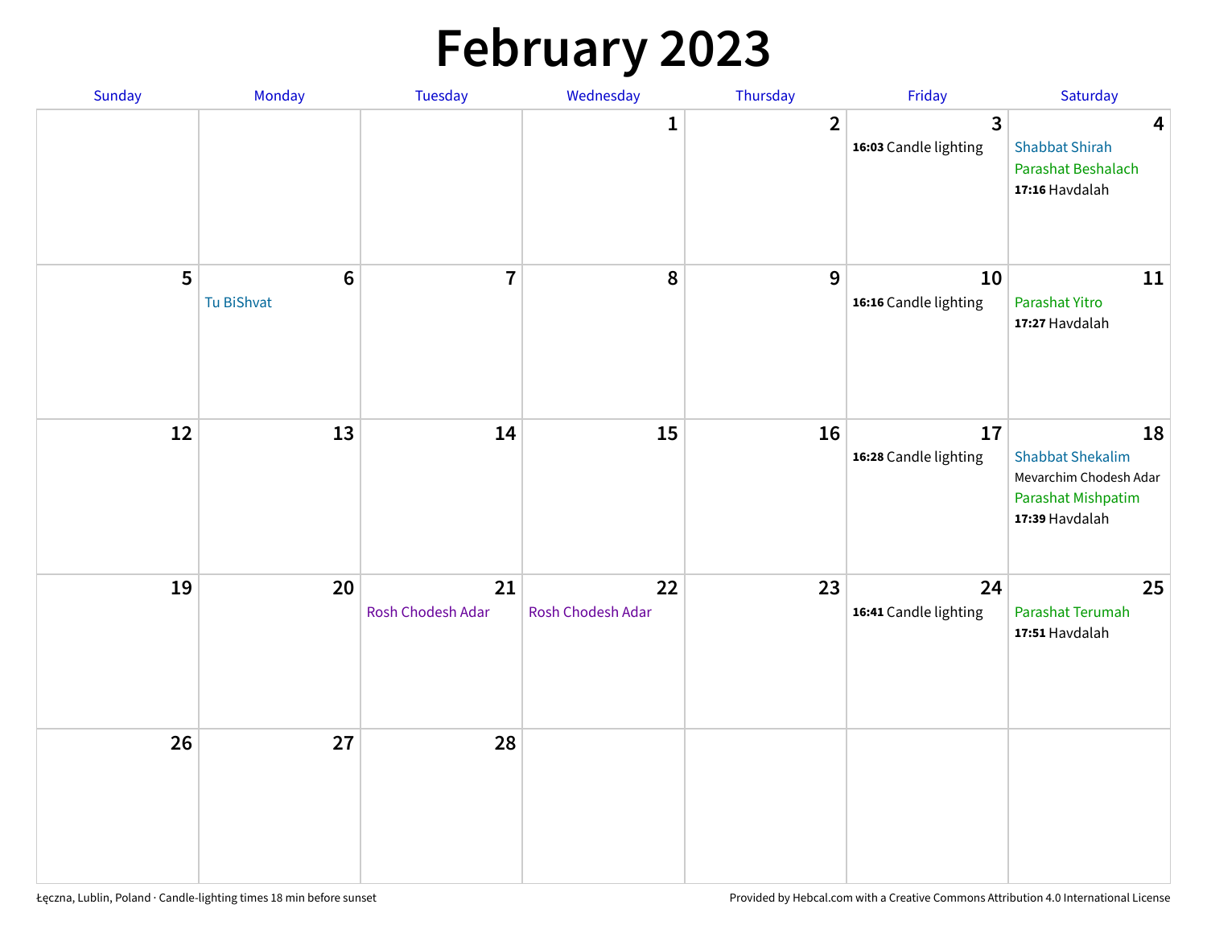# February 2023

| Sunday | Monday | Tuesday | Wednesday | Thursday | Friday | Saturday |
|---|---|---|---|---|---|---|
| | | | 1 | 2 | 3<br>**16:03** Candle lighting | 4<br>Shabbat Shirah<br>Parashat Beshalach<br>**17:16** Havdalah |
| 5 | 6<br>Tu BiShvat | 7 | 8 | 9 | 10<br>**16:16** Candle lighting | 11<br>Parashat Yitro<br>**17:27** Havdalah |
| 12 | 13 | 14 | 15 | 16 | 17<br>**16:28** Candle lighting | 18<br>Shabbat Shekalim<br>Mevarchim Chodesh Adar<br>Parashat Mishpatim<br>**17:39** Havdalah |
| 19 | 20 | 21<br>Rosh Chodesh Adar | 22<br>Rosh Chodesh Adar | 23 | 24<br>**16:41** Candle lighting | 25<br>Parashat Terumah<br>**17:51** Havdalah |
| 26 | 27 | 28 | | | | |

Łęczna, Lublin, Poland · Candle-lighting times 18 min before sunset

Provided by Hebcal.com with a Creative Commons Attribution 4.0 International License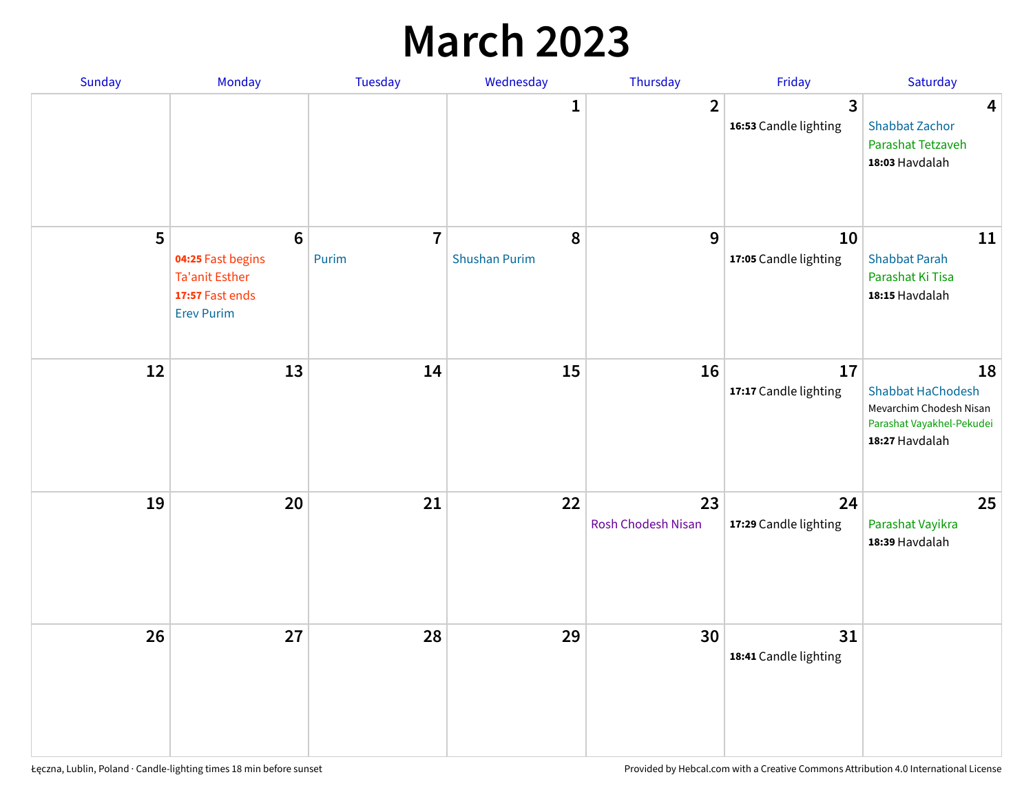# March 2023

| Sunday | Monday | Tuesday | Wednesday | Thursday | Friday | Saturday |
|---|---|---|---|---|---|---|
| | | | 1 | 2 | 3<br>**16:53** Candle lighting | 4<br>Shabbat Zachor<br>Parashat Tetzaveh<br>**18:03** Havdalah |
| 5 | 6<br>**04:25** Fast begins<br>Ta'anit Esther<br>**17:57** Fast ends<br>Erev Purim | 7<br>Purim | 8<br>Shushan Purim | 9 | 10<br>**17:05** Candle lighting | 11<br>Shabbat Parah<br>Parashat Ki Tisa<br>**18:15** Havdalah |
| 12 | 13 | 14 | 15 | 16 | 17<br>**17:17** Candle lighting | 18<br>Shabbat HaChodesh<br>Mevarchim Chodesh Nisan<br>Parashat Vayakhel-Pekudei<br>**18:27** Havdalah |
| 19 | 20 | 21 | 22 | 23<br>Rosh Chodesh Nisan | 24<br>**17:29** Candle lighting | 25<br>Parashat Vayikra<br>**18:39** Havdalah |
| 26 | 27 | 28 | 29 | 30 | 31<br>**18:41** Candle lighting | |

Łęczna, Lublin, Poland · Candle-lighting times 18 min before sunset

Provided by Hebcal.com with a Creative Commons Attribution 4.0 International License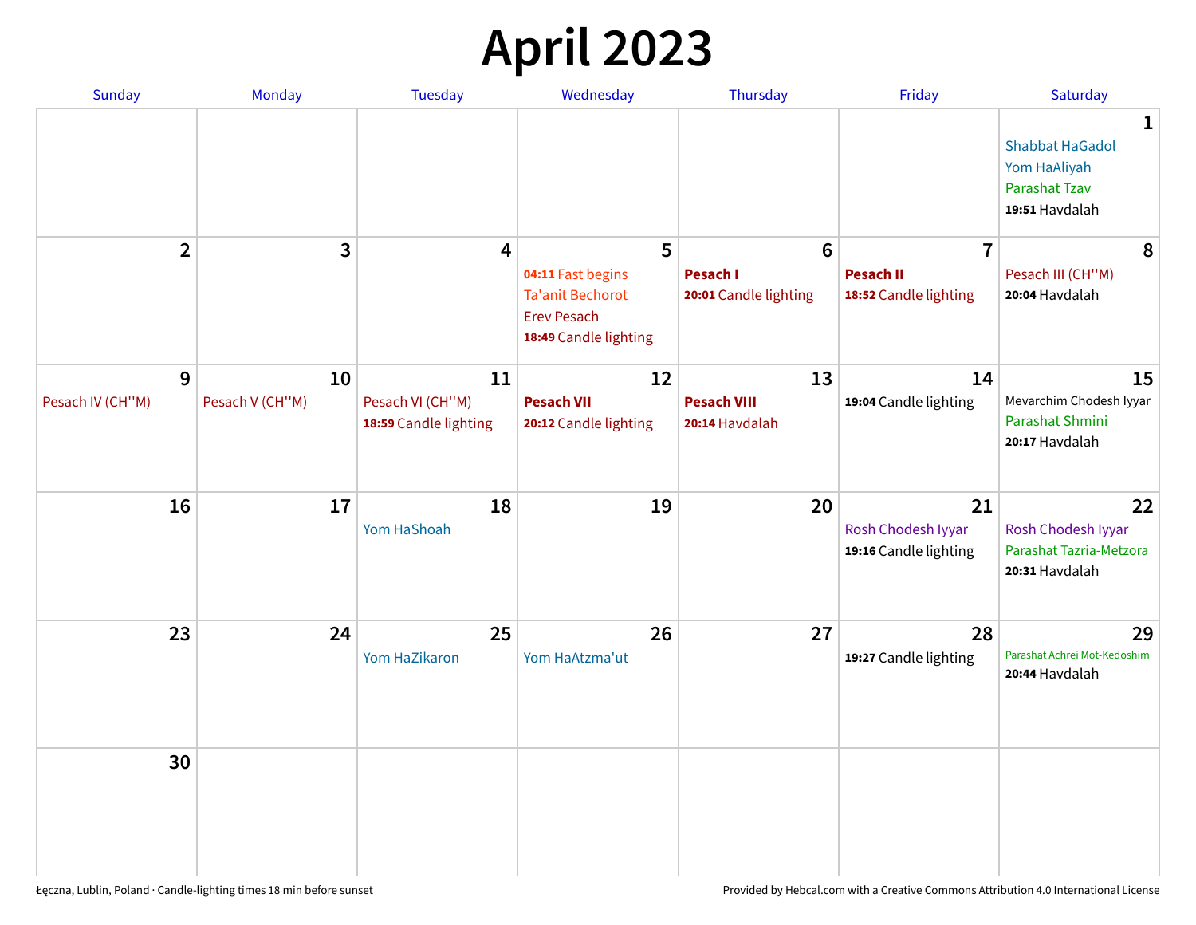# April 2023

| Sunday | Monday | Tuesday | Wednesday | Thursday | Friday | Saturday |
|---|---|---|---|---|---|---|
| | | | | | | **1** Shabbat HaGadol Yom HaAliyah Parashat Tzav **19:51** Havdalah |
| **2** | **3** | **4** | **5** **04:11** Fast begins Ta'anit Bechorot Erev Pesach **18:49** Candle lighting | **6** **Pesach I** **20:01** Candle lighting | **7** **Pesach II** **18:52** Candle lighting | **8** Pesach III (CH''M) **20:04** Havdalah |
| **9** Pesach IV (CH''M) | **10** Pesach V (CH''M) | **11** Pesach VI (CH''M) **18:59** Candle lighting | **12** **Pesach VII** **20:12** Candle lighting | **13** **Pesach VIII** **20:14** Havdalah | **14** **19:04** Candle lighting | **15** Mevarchim Chodesh Iyyar Parashat Shmini **20:17** Havdalah |
| **16** | **17** | **18** Yom HaShoah | **19** | **20** | **21** Rosh Chodesh Iyyar **19:16** Candle lighting | **22** Rosh Chodesh Iyyar Parashat Tazria-Metzora **20:31** Havdalah |
| **23** | **24** | **25** Yom HaZikaron | **26** Yom HaAtzma'ut | **27** | **28** **19:27** Candle lighting | **29** Parashat Achrei Mot-Kedoshim **20:44** Havdalah |
| **30** | | | | | | |

Łęczna, Lublin, Poland · Candle-lighting times 18 min before sunset

Provided by Hebcal.com with a Creative Commons Attribution 4.0 International License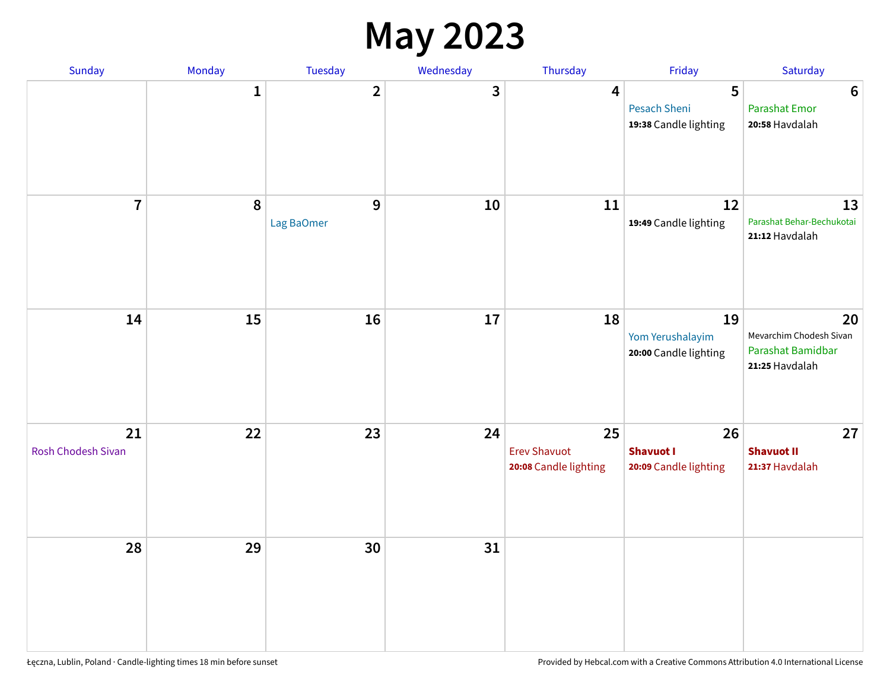# May 2023

| Sunday | Monday | Tuesday | Wednesday | Thursday | Friday | Saturday |
|---|---|---|---|---|---|---|
| | 1 | 2 | 3 | 4 | 5<br>Pesach Sheni<br>**19:38** Candle lighting | 6<br>Parashat Emor<br>**20:58** Havdalah |
| 7 | 8 | 9<br>Lag BaOmer | 10 | 11 | 12<br>**19:49** Candle lighting | 13<br>Parashat Behar-Bechukotai<br>**21:12** Havdalah |
| 14 | 15 | 16 | 17 | 18 | 19<br>Yom Yerushalayim<br>**20:00** Candle lighting | 20<br>Mevarchim Chodesh Sivan<br>Parashat Bamidbar<br>**21:25** Havdalah |
| 21<br>Rosh Chodesh Sivan | 22 | 23 | 24 | 25<br>Erev Shavuot<br>**20:08** Candle lighting | 26<br>**Shavuot I**<br>**20:09** Candle lighting | 27<br>**Shavuot II**<br>**21:37** Havdalah |
| 28 | 29 | 30 | 31 | | | |

Łęczna, Lublin, Poland · Candle-lighting times 18 min before sunset

Provided by Hebcal.com with a Creative Commons Attribution 4.0 International License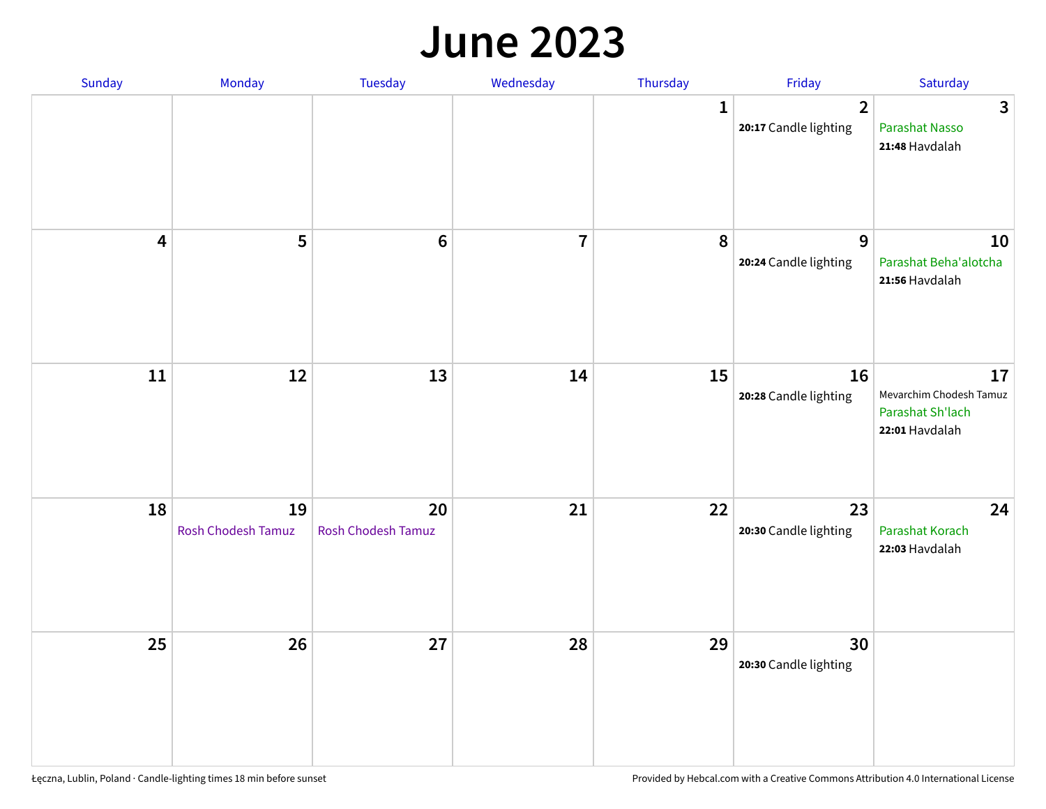# June 2023

| Sunday | Monday | Tuesday | Wednesday | Thursday | Friday | Saturday |
|---|---|---|---|---|---|---|
| | | | | 1 | 2<br>**20:17** Candle lighting | 3<br>Parashat Nasso<br>**21:48** Havdalah |
| 4 | 5 | 6 | 7 | 8 | 9<br>**20:24** Candle lighting | 10<br>Parashat Beha'alotcha<br>**21:56** Havdalah |
| 11 | 12 | 13 | 14 | 15 | 16<br>**20:28** Candle lighting | 17<br>Mevarchim Chodesh Tamuz<br>Parashat Sh'lach<br>**22:01** Havdalah |
| 18 | 19<br>Rosh Chodesh Tamuz | 20<br>Rosh Chodesh Tamuz | 21 | 22 | 23<br>**20:30** Candle lighting | 24<br>Parashat Korach<br>**22:03** Havdalah |
| 25 | 26 | 27 | 28 | 29 | 30<br>**20:30** Candle lighting | |

Łęczna, Lublin, Poland · Candle-lighting times 18 min before sunset

Provided by Hebcal.com with a Creative Commons Attribution 4.0 International License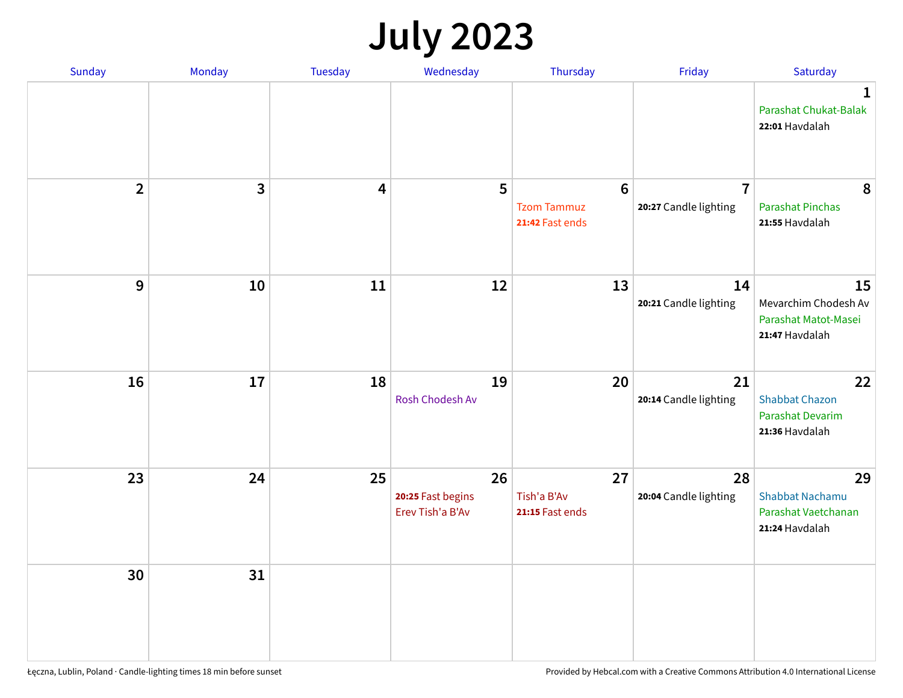# July 2023

| Sunday | Monday | Tuesday | Wednesday | Thursday | Friday | Saturday |
|---|---|---|---|---|---|---|
| | | | | | | **1** Parashat Chukat-Balak **22:01** Havdalah |
| **2** | **3** | **4** | **5** | **6** Tzom Tammuz **21:42** Fast ends | **7** **20:27** Candle lighting | **8** Parashat Pinchas **21:55** Havdalah |
| **9** | **10** | **11** | **12** | **13** | **14** **20:21** Candle lighting | **15** Mevarchim Chodesh Av Parashat Matot-Masei **21:47** Havdalah |
| **16** | **17** | **18** | **19** Rosh Chodesh Av | **20** | **21** **20:14** Candle lighting | **22** Shabbat Chazon Parashat Devarim **21:36** Havdalah |
| **23** | **24** | **25** | **26** **20:25** Fast begins Erev Tish'a B'Av | **27** Tish'a B'Av **21:15** Fast ends | **28** **20:04** Candle lighting | **29** Shabbat Nachamu Parashat Vaetchanan **21:24** Havdalah |
| **30** | **31** | | | | | |

Łęczna, Lublin, Poland · Candle-lighting times 18 min before sunset

Provided by Hebcal.com with a Creative Commons Attribution 4.0 International License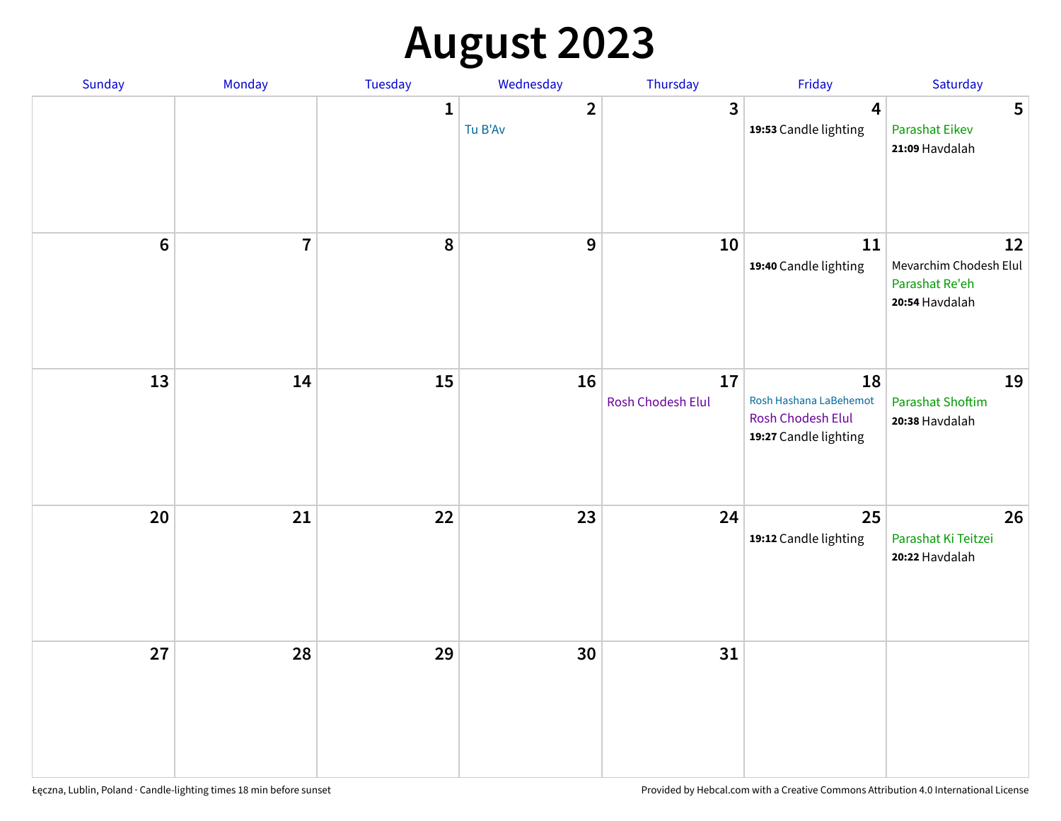# August 2023

| Sunday | Monday | Tuesday | Wednesday | Thursday | Friday | Saturday |
|---|---|---|---|---|---|---|
| | | 1 | 2<br>Tu B'Av | 3 | 4<br>**19:53** Candle lighting | 5<br>Parashat Eikev<br>**21:09** Havdalah |
| 6 | 7 | 8 | 9 | 10 | 11<br>**19:40** Candle lighting | 12<br>Mevarchim Chodesh Elul<br>Parashat Re'eh<br>**20:54** Havdalah |
| 13 | 14 | 15 | 16 | 17<br>Rosh Chodesh Elul | 18<br>Rosh Hashana LaBehemot<br>Rosh Chodesh Elul<br>**19:27** Candle lighting | 19<br>Parashat Shoftim<br>**20:38** Havdalah |
| 20 | 21 | 22 | 23 | 24 | 25<br>**19:12** Candle lighting | 26<br>Parashat Ki Teitzei<br>**20:22** Havdalah |
| 27 | 28 | 29 | 30 | 31 | | |

Łęczna, Lublin, Poland · Candle-lighting times 18 min before sunset

Provided by Hebcal.com with a Creative Commons Attribution 4.0 International License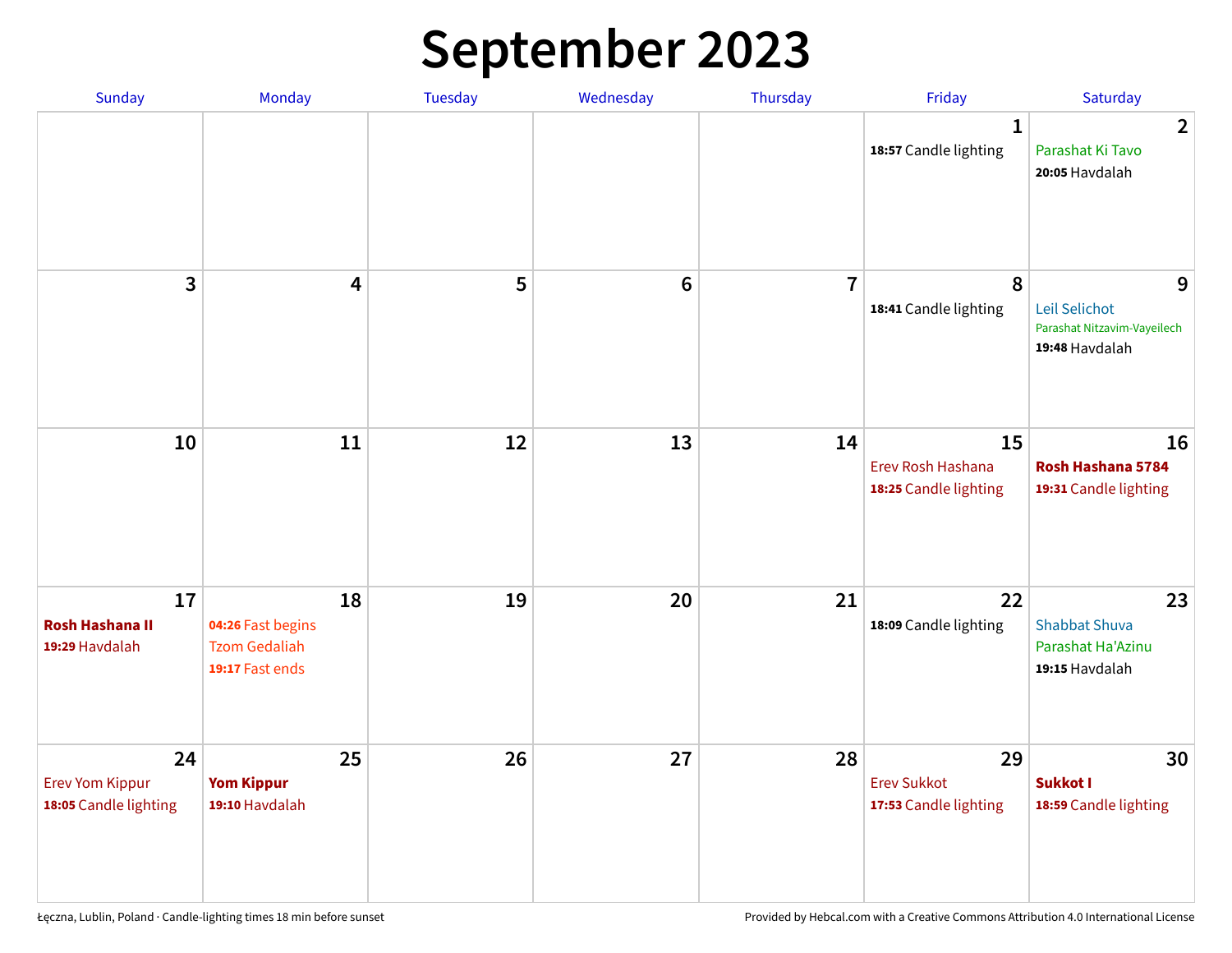# September 2023

| Sunday | Monday | Tuesday | Wednesday | Thursday | Friday | Saturday |
|---|---|---|---|---|---|---|
| | | | | | 1<br>**18:57** Candle lighting | 2<br>Parashat Ki Tavo<br>**20:05** Havdalah |
| 3 | 4 | 5 | 6 | 7 | 8<br>**18:41** Candle lighting | 9<br>Leil Selichot<br>Parashat Nitzavim-Vayeilech<br>**19:48** Havdalah |
| 10 | 11 | 12 | 13 | 14 | 15<br>Erev Rosh Hashana<br>**18:25** Candle lighting | 16<br>**Rosh Hashana 5784**<br>**19:31** Candle lighting |
| 17<br>**Rosh Hashana II**<br>**19:29** Havdalah | 18<br>**04:26** Fast begins<br>Tzom Gedaliah<br>**19:17** Fast ends | 19 | 20 | 21 | 22<br>**18:09** Candle lighting | 23<br>Shabbat Shuva<br>Parashat Ha'Azinu<br>**19:15** Havdalah |
| 24<br>Erev Yom Kippur<br>**18:05** Candle lighting | 25<br>**Yom Kippur**<br>**19:10** Havdalah | 26 | 27 | 28 | 29<br>Erev Sukkot<br>**17:53** Candle lighting | 30<br>**Sukkot I**<br>**18:59** Candle lighting |

Łęczna, Lublin, Poland · Candle-lighting times 18 min before sunset

Provided by Hebcal.com with a Creative Commons Attribution 4.0 International License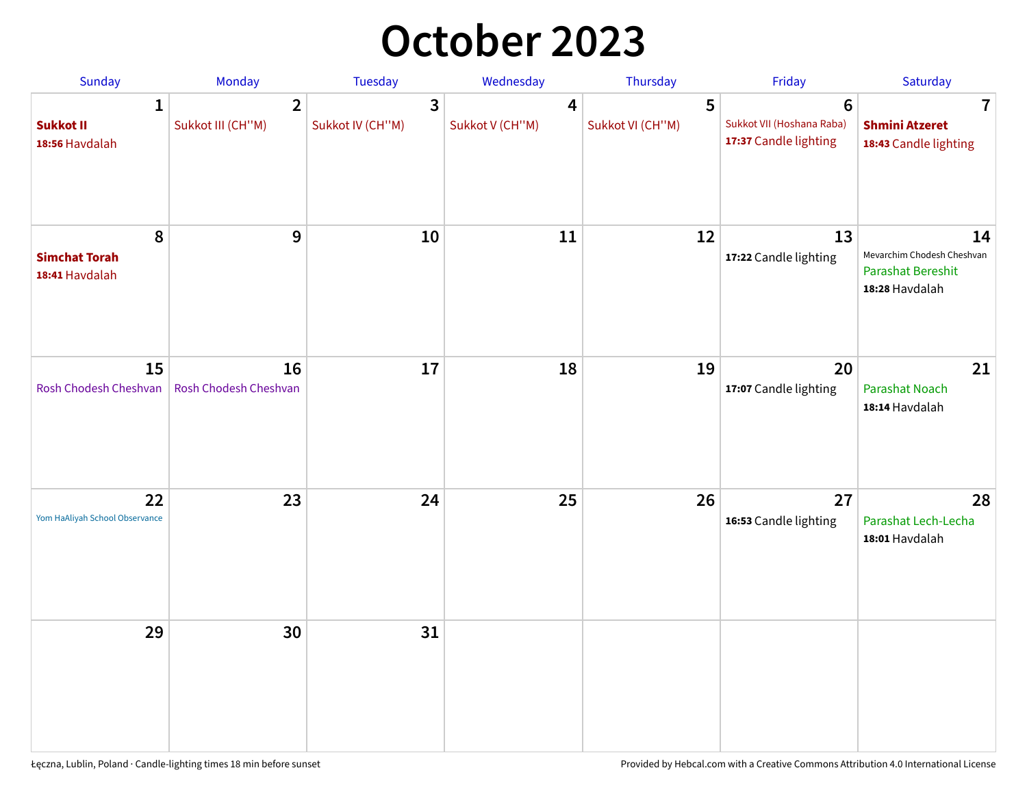# October 2023

| Sunday | Monday | Tuesday | Wednesday | Thursday | Friday | Saturday |
|---|---|---|---|---|---|---|
| 1<br>**Sukkot II**<br>**18:56** Havdalah | 2<br>Sukkot III (CH''M) | 3<br>Sukkot IV (CH''M) | 4<br>Sukkot V (CH''M) | 5<br>Sukkot VI (CH''M) | 6<br>Sukkot VII (Hoshana Raba)<br>**17:37** Candle lighting | 7<br>**Shmini Atzeret**<br>**18:43** Candle lighting |
| 8<br>**Simchat Torah**<br>**18:41** Havdalah | 9 | 10 | 11 | 12 | 13<br>**17:22** Candle lighting | 14<br>Mevarchim Chodesh Cheshvan<br>Parashat Bereshit<br>**18:28** Havdalah |
| 15<br>Rosh Chodesh Cheshvan | 16<br>Rosh Chodesh Cheshvan | 17 | 18 | 19 | 20<br>**17:07** Candle lighting | 21<br>Parashat Noach<br>**18:14** Havdalah |
| 22<br>Yom HaAliyah School Observance | 23 | 24 | 25 | 26 | 27<br>**16:53** Candle lighting | 28<br>Parashat Lech-Lecha<br>**18:01** Havdalah |
| 29 | 30 | 31 | | | | |

Łęczna, Lublin, Poland · Candle-lighting times 18 min before sunset

Provided by Hebcal.com with a Creative Commons Attribution 4.0 International License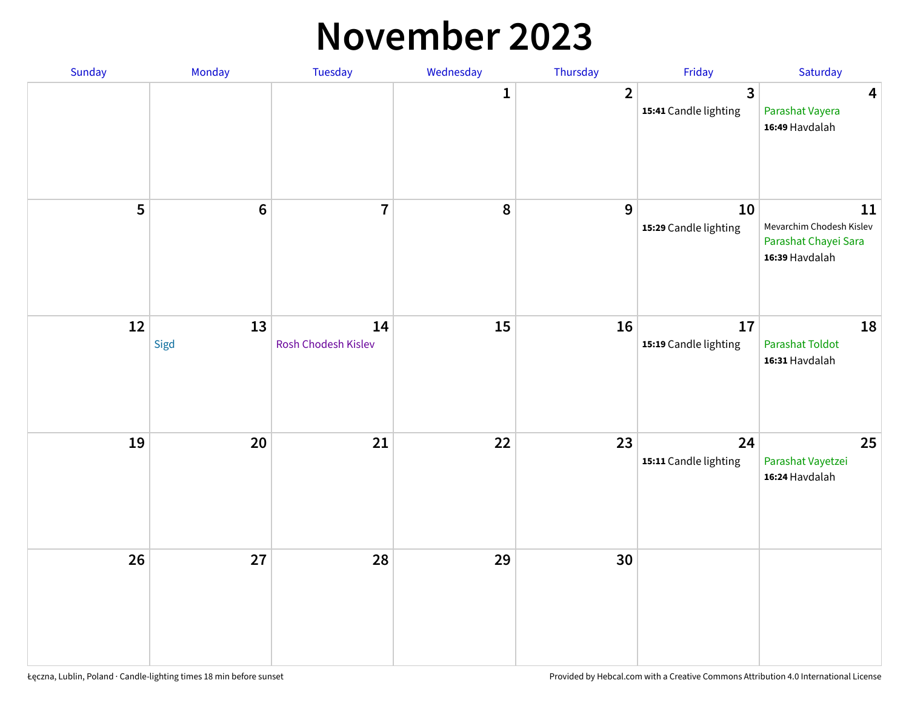# November 2023

| Sunday | Monday | Tuesday | Wednesday | Thursday | Friday | Saturday |
|---|---|---|---|---|---|---|
| | | | 1 | 2 | 3<br>**15:41** Candle lighting | 4<br>Parashat Vayera<br>**16:49** Havdalah |
| 5 | 6 | 7 | 8 | 9 | 10<br>**15:29** Candle lighting | 11<br>Mevarchim Chodesh Kislev<br>Parashat Chayei Sara<br>**16:39** Havdalah |
| 12 | 13<br>Sigd | 14<br>Rosh Chodesh Kislev | 15 | 16 | 17<br>**15:19** Candle lighting | 18<br>Parashat Toldot<br>**16:31** Havdalah |
| 19 | 20 | 21 | 22 | 23 | 24<br>**15:11** Candle lighting | 25<br>Parashat Vayetzei<br>**16:24** Havdalah |
| 26 | 27 | 28 | 29 | 30 | | |

Łęczna, Lublin, Poland · Candle-lighting times 18 min before sunset

Provided by Hebcal.com with a Creative Commons Attribution 4.0 International License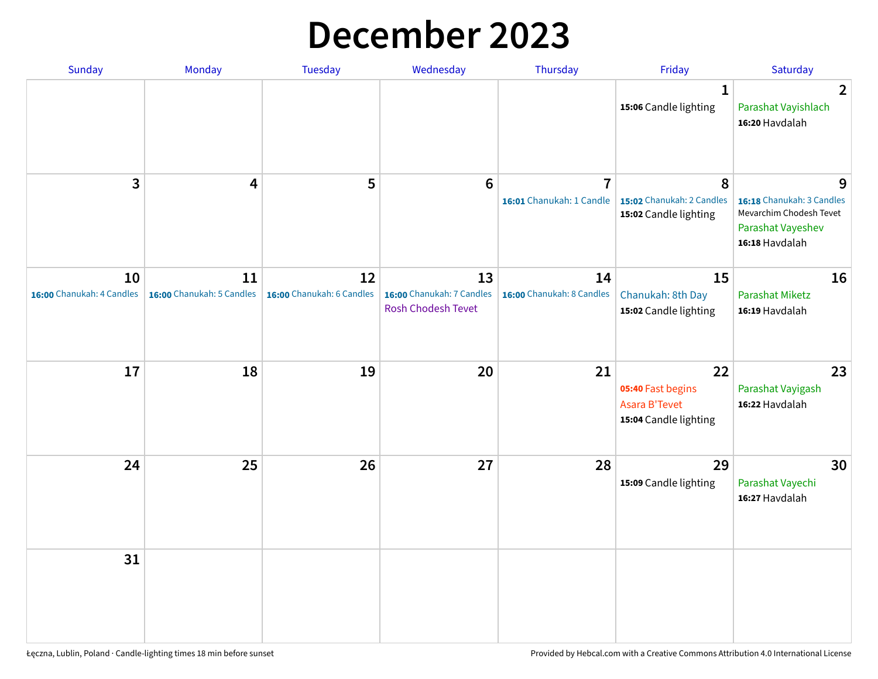# December 2023

| Sunday | Monday | Tuesday | Wednesday | Thursday | Friday | Saturday |
| --- | --- | --- | --- | --- | --- | --- |
| | | | | | 1<br>**15:06** Candle lighting | 2<br>Parashat Vayishlach<br>**16:20** Havdalah |
| 3 | 4 | 5 | 6 | 7<br>**16:01** Chanukah: 1 Candle | 8<br>**15:02** Chanukah: 2 Candles<br>**15:02** Candle lighting | 9<br>**16:18** Chanukah: 3 Candles<br>Mevarchim Chodesh Tevet<br>Parashat Vayeshev<br>**16:18** Havdalah |
| 10<br>**16:00** Chanukah: 4 Candles | 11<br>**16:00** Chanukah: 5 Candles | 12<br>**16:00** Chanukah: 6 Candles | 13<br>**16:00** Chanukah: 7 Candles<br>Rosh Chodesh Tevet | 14<br>**16:00** Chanukah: 8 Candles | 15<br>Chanukah: 8th Day<br>**15:02** Candle lighting | 16<br>Parashat Miketz<br>**16:19** Havdalah |
| 17 | 18 | 19 | 20 | 21 | 22<br>**05:40** Fast begins<br>Asara B'Tevet<br>**15:04** Candle lighting | 23<br>Parashat Vayigash<br>**16:22** Havdalah |
| 24 | 25 | 26 | 27 | 28 | 29<br>**15:09** Candle lighting | 30<br>Parashat Vayechi<br>**16:27** Havdalah |
| 31 | | | | | | |

Łęczna, Lublin, Poland · Candle-lighting times 18 min before sunset

Provided by Hebcal.com with a Creative Commons Attribution 4.0 International License